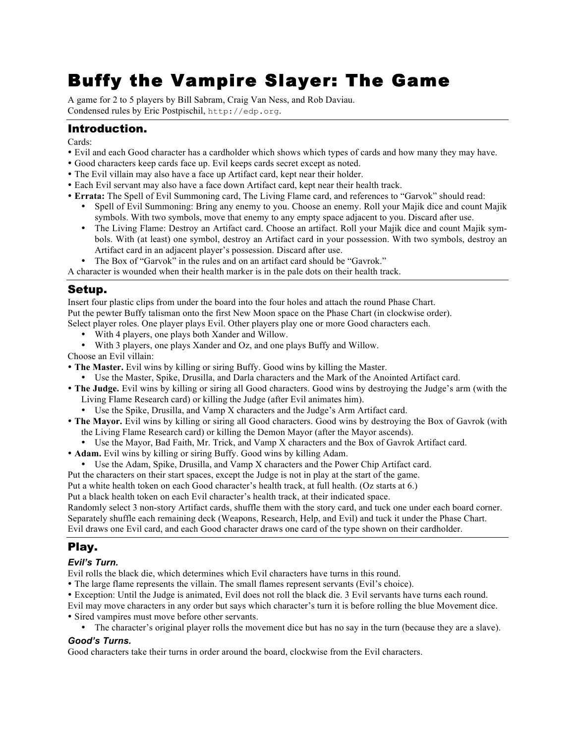# Buffy the Vampire Slayer: The Game

A game for 2 to 5 players by Bill Sabram, Craig Van Ness, and Rob Daviau.
Condensed rules by Eric Postpischil, `http://edp.org`.

## Introduction.

Cards:

- Evil and each Good character has a cardholder which shows which types of cards and how many they may have.
- Good characters keep cards face up. Evil keeps cards secret except as noted.
- The Evil villain may also have a face up Artifact card, kept near their holder.
- Each Evil servant may also have a face down Artifact card, kept near their health track.
- **Errata:** The Spell of Evil Summoning card, The Living Flame card, and references to "Garvok" should read:
  - Spell of Evil Summoning: Bring any enemy to you. Choose an enemy. Roll your Majik dice and count Majik symbols. With two symbols, move that enemy to any empty space adjacent to you. Discard after use.
  - The Living Flame: Destroy an Artifact card. Choose an artifact. Roll your Majik dice and count Majik symbols. With (at least) one symbol, destroy an Artifact card in your possession. With two symbols, destroy an Artifact card in an adjacent player's possession. Discard after use.
  - The Box of "Garvok" in the rules and on an artifact card should be "Gavrok."

A character is wounded when their health marker is in the pale dots on their health track.

## Setup.

Insert four plastic clips from under the board into the four holes and attach the round Phase Chart.
Put the pewter Buffy talisman onto the first New Moon space on the Phase Chart (in clockwise order).
Select player roles. One player plays Evil. Other players play one or more Good characters each.

- With 4 players, one plays both Xander and Willow.
- With 3 players, one plays Xander and Oz, and one plays Buffy and Willow.

Choose an Evil villain:

- **The Master.** Evil wins by killing or siring Buffy. Good wins by killing the Master.
  - Use the Master, Spike, Drusilla, and Darla characters and the Mark of the Anointed Artifact card.
- **The Judge.** Evil wins by killing or siring all Good characters. Good wins by destroying the Judge's arm (with the Living Flame Research card) or killing the Judge (after Evil animates him).
  - Use the Spike, Drusilla, and Vamp X characters and the Judge's Arm Artifact card.
- **The Mayor.** Evil wins by killing or siring all Good characters. Good wins by destroying the Box of Gavrok (with the Living Flame Research card) or killing the Demon Mayor (after the Mayor ascends).
  - Use the Mayor, Bad Faith, Mr. Trick, and Vamp X characters and the Box of Gavrok Artifact card.
- **Adam.** Evil wins by killing or siring Buffy. Good wins by killing Adam.
  - Use the Adam, Spike, Drusilla, and Vamp X characters and the Power Chip Artifact card.

Put the characters on their start spaces, except the Judge is not in play at the start of the game.
Put a white health token on each Good character's health track, at full health. (Oz starts at 6.)
Put a black health token on each Evil character's health track, at their indicated space.
Randomly select 3 non-story Artifact cards, shuffle them with the story card, and tuck one under each board corner.
Separately shuffle each remaining deck (Weapons, Research, Help, and Evil) and tuck it under the Phase Chart.
Evil draws one Evil card, and each Good character draws one card of the type shown on their cardholder.

## Play.

### *Evil's Turn.*

Evil rolls the black die, which determines which Evil characters have turns in this round.

- The large flame represents the villain. The small flames represent servants (Evil's choice).
- Exception: Until the Judge is animated, Evil does not roll the black die. 3 Evil servants have turns each round.

Evil may move characters in any order but says which character's turn it is before rolling the blue Movement dice.

- Sired vampires must move before other servants.
  - The character's original player rolls the movement dice but has no say in the turn (because they are a slave).

### *Good's Turns.*

Good characters take their turns in order around the board, clockwise from the Evil characters.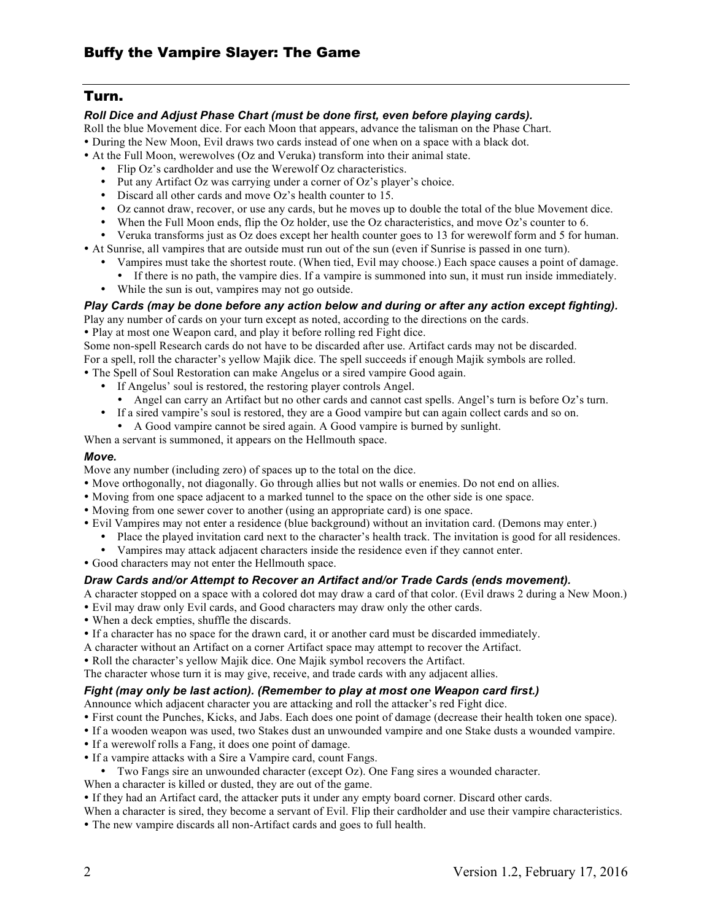## Turn.

### *Roll Dice and Adjust Phase Chart (must be done first, even before playing cards).*

Roll the blue Movement dice. For each Moon that appears, advance the talisman on the Phase Chart.

- During the New Moon, Evil draws two cards instead of one when on a space with a black dot.
- At the Full Moon, werewolves (Oz and Veruka) transform into their animal state.
  - Flip Oz's cardholder and use the Werewolf Oz characteristics.
  - Put any Artifact Oz was carrying under a corner of Oz's player's choice.
  - Discard all other cards and move Oz's health counter to 15.
  - Oz cannot draw, recover, or use any cards, but he moves up to double the total of the blue Movement dice.
  - When the Full Moon ends, flip the Oz holder, use the Oz characteristics, and move Oz's counter to 6.
  - Veruka transforms just as Oz does except her health counter goes to 13 for werewolf form and 5 for human.
- At Sunrise, all vampires that are outside must run out of the sun (even if Sunrise is passed in one turn).
  - Vampires must take the shortest route. (When tied, Evil may choose.) Each space causes a point of damage.
    - If there is no path, the vampire dies. If a vampire is summoned into sun, it must run inside immediately.
  - While the sun is out, vampires may not go outside.

### *Play Cards (may be done before any action below and during or after any action except fighting).*

Play any number of cards on your turn except as noted, according to the directions on the cards.

- Play at most one Weapon card, and play it before rolling red Fight dice.

Some non-spell Research cards do not have to be discarded after use. Artifact cards may not be discarded.
For a spell, roll the character's yellow Majik dice. The spell succeeds if enough Majik symbols are rolled.

- The Spell of Soul Restoration can make Angelus or a sired vampire Good again.
  - If Angelus' soul is restored, the restoring player controls Angel.
    - Angel can carry an Artifact but no other cards and cannot cast spells. Angel's turn is before Oz's turn.
  - If a sired vampire's soul is restored, they are a Good vampire but can again collect cards and so on.
    - A Good vampire cannot be sired again. A Good vampire is burned by sunlight.

When a servant is summoned, it appears on the Hellmouth space.

### *Move.*

Move any number (including zero) of spaces up to the total on the dice.

- Move orthogonally, not diagonally. Go through allies but not walls or enemies. Do not end on allies.
- Moving from one space adjacent to a marked tunnel to the space on the other side is one space.
- Moving from one sewer cover to another (using an appropriate card) is one space.
- Evil Vampires may not enter a residence (blue background) without an invitation card. (Demons may enter.)
  - Place the played invitation card next to the character's health track. The invitation is good for all residences.
  - Vampires may attack adjacent characters inside the residence even if they cannot enter.
- Good characters may not enter the Hellmouth space.

### *Draw Cards and/or Attempt to Recover an Artifact and/or Trade Cards (ends movement).*

A character stopped on a space with a colored dot may draw a card of that color. (Evil draws 2 during a New Moon.)

- Evil may draw only Evil cards, and Good characters may draw only the other cards.
- When a deck empties, shuffle the discards.
- If a character has no space for the drawn card, it or another card must be discarded immediately.

A character without an Artifact on a corner Artifact space may attempt to recover the Artifact.

- Roll the character's yellow Majik dice. One Majik symbol recovers the Artifact.

The character whose turn it is may give, receive, and trade cards with any adjacent allies.

### *Fight (may only be last action). (Remember to play at most one Weapon card first.)*

Announce which adjacent character you are attacking and roll the attacker's red Fight dice.

- First count the Punches, Kicks, and Jabs. Each does one point of damage (decrease their health token one space).
- If a wooden weapon was used, two Stakes dust an unwounded vampire and one Stake dusts a wounded vampire.
- If a werewolf rolls a Fang, it does one point of damage.
- If a vampire attacks with a Sire a Vampire card, count Fangs.
  - Two Fangs sire an unwounded character (except Oz). One Fang sires a wounded character.

When a character is killed or dusted, they are out of the game.

- If they had an Artifact card, the attacker puts it under any empty board corner. Discard other cards.

When a character is sired, they become a servant of Evil. Flip their cardholder and use their vampire characteristics.

- The new vampire discards all non-Artifact cards and goes to full health.